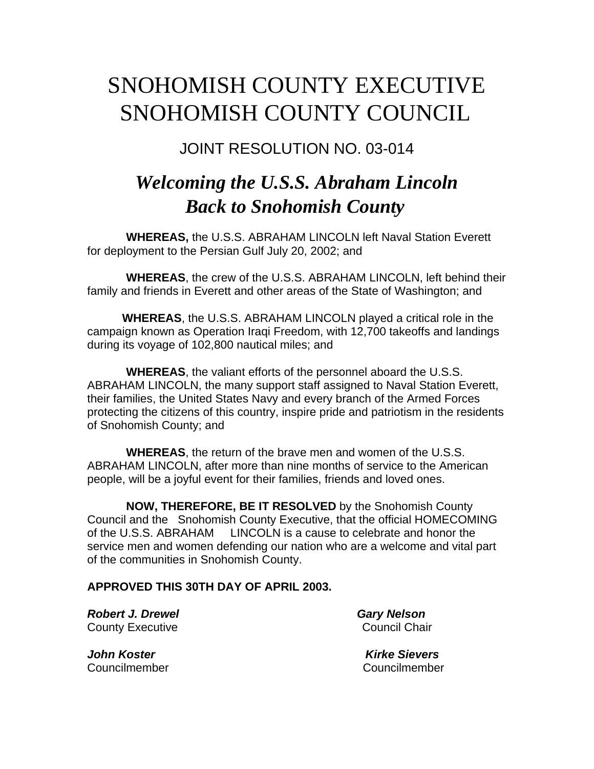# SNOHOMISH COUNTY EXECUTIVE
# SNOHOMISH COUNTY COUNCIL

## JOINT RESOLUTION NO. 03-014

## *Welcoming the U.S.S. Abraham Lincoln Back to Snohomish County*

**WHEREAS,** the U.S.S. ABRAHAM LINCOLN left Naval Station Everett for deployment to the Persian Gulf July 20, 2002; and

**WHEREAS**, the crew of the U.S.S. ABRAHAM LINCOLN, left behind their family and friends in Everett and other areas of the State of Washington; and

**WHEREAS**, the U.S.S. ABRAHAM LINCOLN played a critical role in the campaign known as Operation Iraqi Freedom, with 12,700 takeoffs and landings during its voyage of 102,800 nautical miles; and

**WHEREAS**, the valiant efforts of the personnel aboard the U.S.S. ABRAHAM LINCOLN, the many support staff assigned to Naval Station Everett, their families, the United States Navy and every branch of the Armed Forces protecting the citizens of this country, inspire pride and patriotism in the residents of Snohomish County; and

**WHEREAS**, the return of the brave men and women of the U.S.S. ABRAHAM LINCOLN, after more than nine months of service to the American people, will be a joyful event for their families, friends and loved ones.

**NOW, THEREFORE, BE IT RESOLVED** by the Snohomish County Council and the Snohomish County Executive, that the official HOMECOMING of the U.S.S. ABRAHAM LINCOLN is a cause to celebrate and honor the service men and women defending our nation who are a welcome and vital part of the communities in Snohomish County.

**APPROVED THIS 30TH DAY OF APRIL 2003.**

***Robert J. Drewel***
County Executive

***Gary Nelson***
Council Chair

***John Koster***
Councilmember

***Kirke Sievers***
Councilmember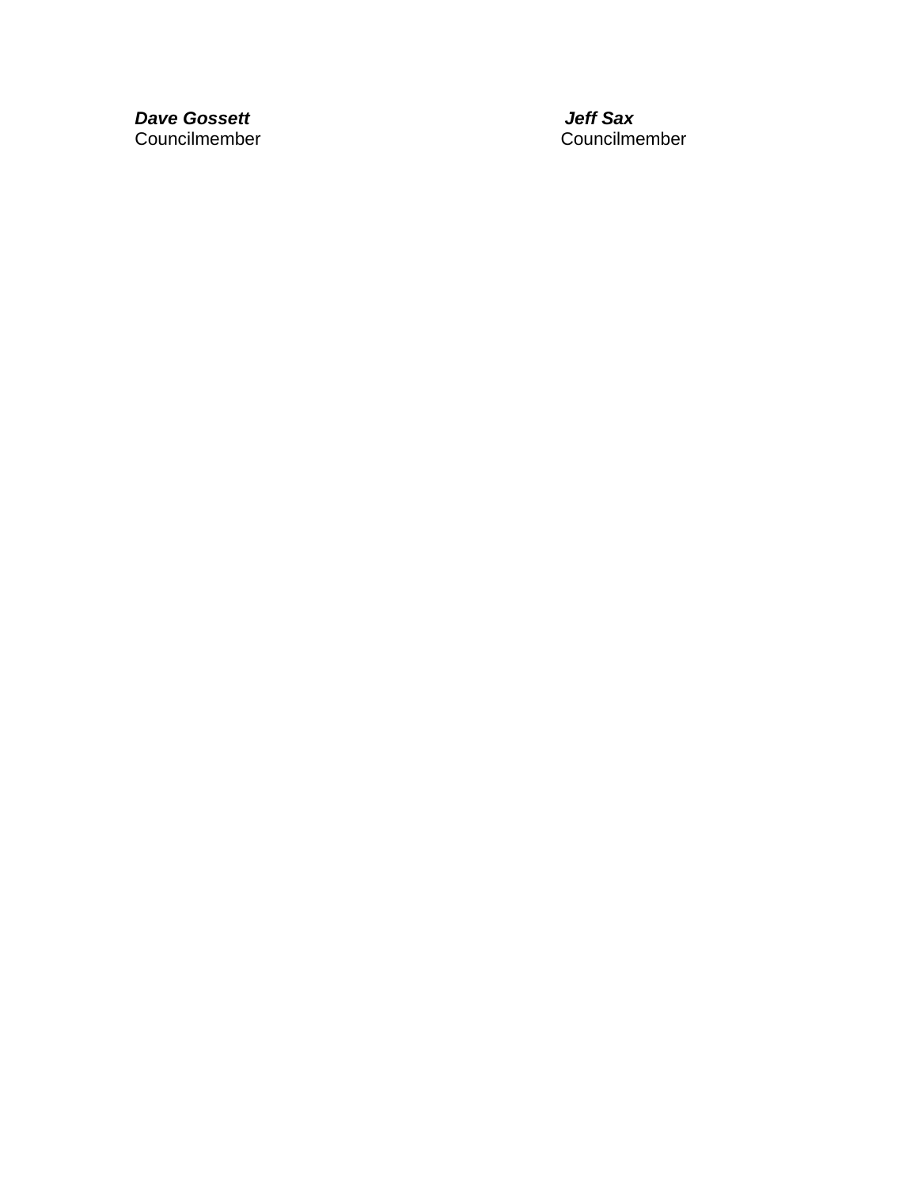***Dave Gossett***
Councilmember

***Jeff Sax***
Councilmember